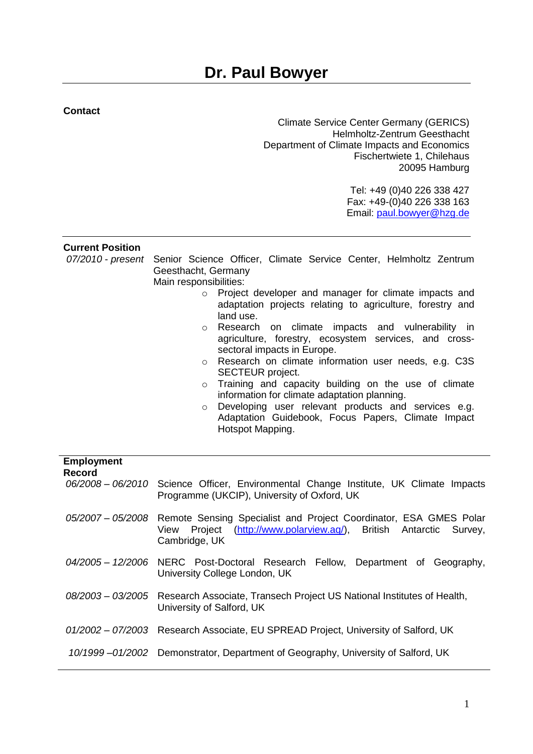# Dr. Paul Bowyer

## Contact

Climate Service Center Germany (GERICS)
Helmholtz-Zentrum Geesthacht
Department of Climate Impacts and Economics
Fischertwiete 1, Chilehaus
20095 Hamburg

Tel: +49 (0)40 226 338 427
Fax: +49-(0)40 226 338 163
Email: [paul.bowyer@hzg.de](mailto:paul.bowyer@hzg.de)

## Current Position

*07/2010 - present* Senior Science Officer, Climate Service Center, Helmholtz Zentrum Geesthacht, Germany
Main responsibilities:

- Project developer and manager for climate impacts and adaptation projects relating to agriculture, forestry and land use.
- Research on climate impacts and vulnerability in agriculture, forestry, ecosystem services, and cross-sectoral impacts in Europe.
- Research on climate information user needs, e.g. C3S SECTEUR project.
- Training and capacity building on the use of climate information for climate adaptation planning.
- Developing user relevant products and services e.g. Adaptation Guidebook, Focus Papers, Climate Impact Hotspot Mapping.

## Employment Record

*06/2008 – 06/2010* Science Officer, Environmental Change Institute, UK Climate Impacts Programme (UKCIP), University of Oxford, UK

*05/2007 – 05/2008* Remote Sensing Specialist and Project Coordinator, ESA GMES Polar View Project ([http://www.polarview.aq/](http://www.polarview.aq/)), British Antarctic Survey, Cambridge, UK

*04/2005 – 12/2006* NERC Post-Doctoral Research Fellow, Department of Geography, University College London, UK

*08/2003 – 03/2005* Research Associate, Transech Project US National Institutes of Health, University of Salford, UK

*01/2002 – 07/2003* Research Associate, EU SPREAD Project, University of Salford, UK

*10/1999 –01/2002* Demonstrator, Department of Geography, University of Salford, UK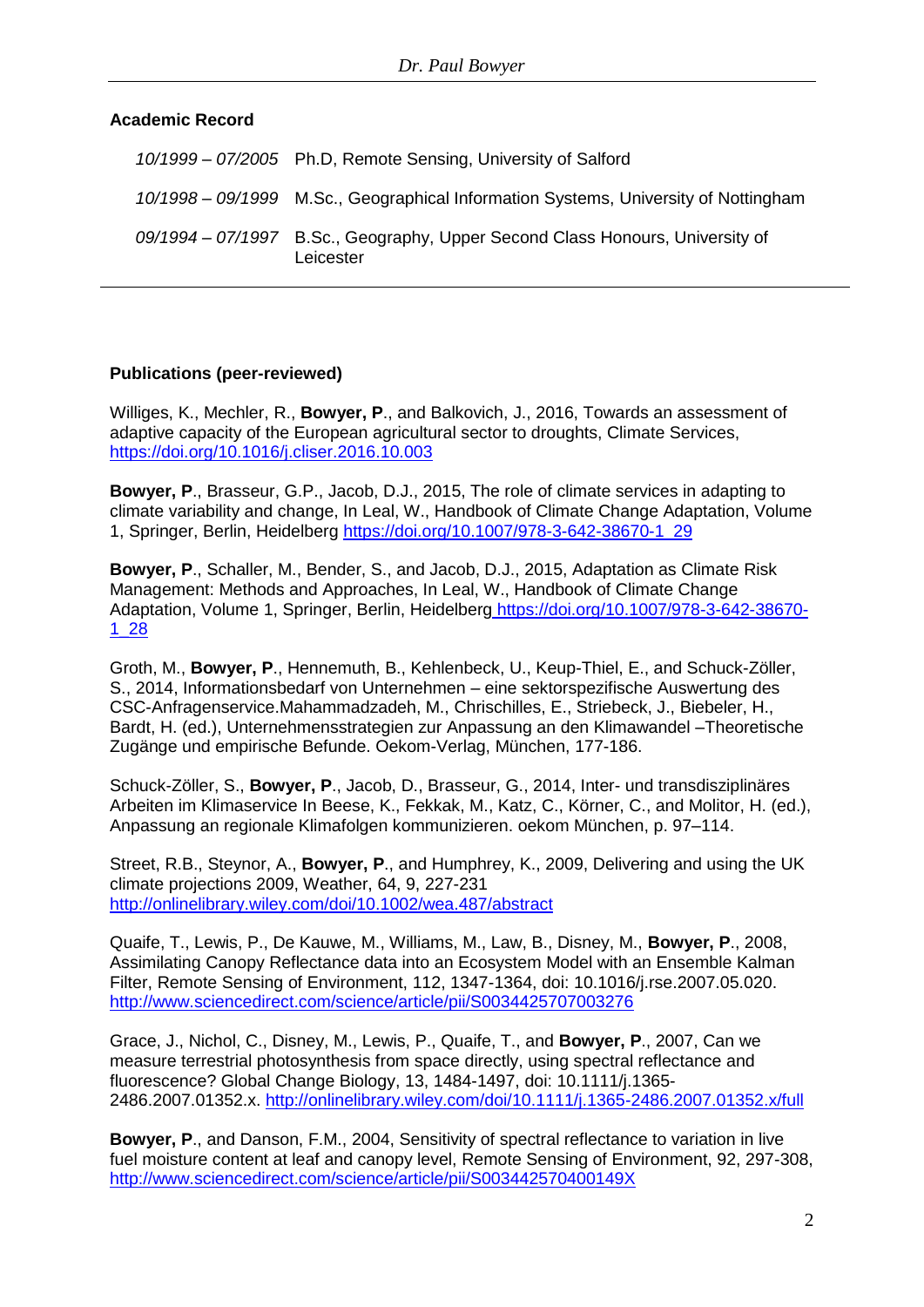## Academic Record

| | |
|---|---|
| *10/1999 – 07/2005* | Ph.D, Remote Sensing, University of Salford |
| *10/1998 – 09/1999* | M.Sc., Geographical Information Systems, University of Nottingham |
| *09/1994 – 07/1997* | B.Sc., Geography, Upper Second Class Honours, University of Leicester |

## Publications (peer-reviewed)

Williges, K., Mechler, R., **Bowyer, P**., and Balkovich, J., 2016, Towards an assessment of adaptive capacity of the European agricultural sector to droughts, Climate Services, https://doi.org/10.1016/j.cliser.2016.10.003

**Bowyer, P**., Brasseur, G.P., Jacob, D.J., 2015, The role of climate services in adapting to climate variability and change, In Leal, W., Handbook of Climate Change Adaptation, Volume 1, Springer, Berlin, Heidelberg https://doi.org/10.1007/978-3-642-38670-1_29

**Bowyer, P**., Schaller, M., Bender, S., and Jacob, D.J., 2015, Adaptation as Climate Risk Management: Methods and Approaches, In Leal, W., Handbook of Climate Change Adaptation, Volume 1, Springer, Berlin, Heidelberg https://doi.org/10.1007/978-3-642-38670-1_28

Groth, M., **Bowyer, P**., Hennemuth, B., Kehlenbeck, U., Keup-Thiel, E., and Schuck-Zöller, S., 2014, Informationsbedarf von Unternehmen – eine sektorspezifische Auswertung des CSC-Anfragenservice.Mahammadzadeh, M., Chrischilles, E., Striebeck, J., Biebeler, H., Bardt, H. (ed.), Unternehmensstrategien zur Anpassung an den Klimawandel –Theoretische Zugänge und empirische Befunde. Oekom-Verlag, München, 177-186.

Schuck-Zöller, S., **Bowyer, P**., Jacob, D., Brasseur, G., 2014, Inter- und transdisziplinäres Arbeiten im Klimaservice In Beese, K., Fekkak, M., Katz, C., Körner, C., and Molitor, H. (ed.), Anpassung an regionale Klimafolgen kommunizieren. oekom München, p. 97–114.

Street, R.B., Steynor, A., **Bowyer, P**., and Humphrey, K., 2009, Delivering and using the UK climate projections 2009, Weather, 64, 9, 227-231 http://onlinelibrary.wiley.com/doi/10.1002/wea.487/abstract

Quaife, T., Lewis, P., De Kauwe, M., Williams, M., Law, B., Disney, M., **Bowyer, P**., 2008, Assimilating Canopy Reflectance data into an Ecosystem Model with an Ensemble Kalman Filter, Remote Sensing of Environment, 112, 1347-1364, doi: 10.1016/j.rse.2007.05.020. http://www.sciencedirect.com/science/article/pii/S0034425707003276

Grace, J., Nichol, C., Disney, M., Lewis, P., Quaife, T., and **Bowyer, P**., 2007, Can we measure terrestrial photosynthesis from space directly, using spectral reflectance and fluorescence? Global Change Biology, 13, 1484-1497, doi: 10.1111/j.1365-2486.2007.01352.x. http://onlinelibrary.wiley.com/doi/10.1111/j.1365-2486.2007.01352.x/full

**Bowyer, P**., and Danson, F.M., 2004, Sensitivity of spectral reflectance to variation in live fuel moisture content at leaf and canopy level, Remote Sensing of Environment, 92, 297-308, http://www.sciencedirect.com/science/article/pii/S003442570400149X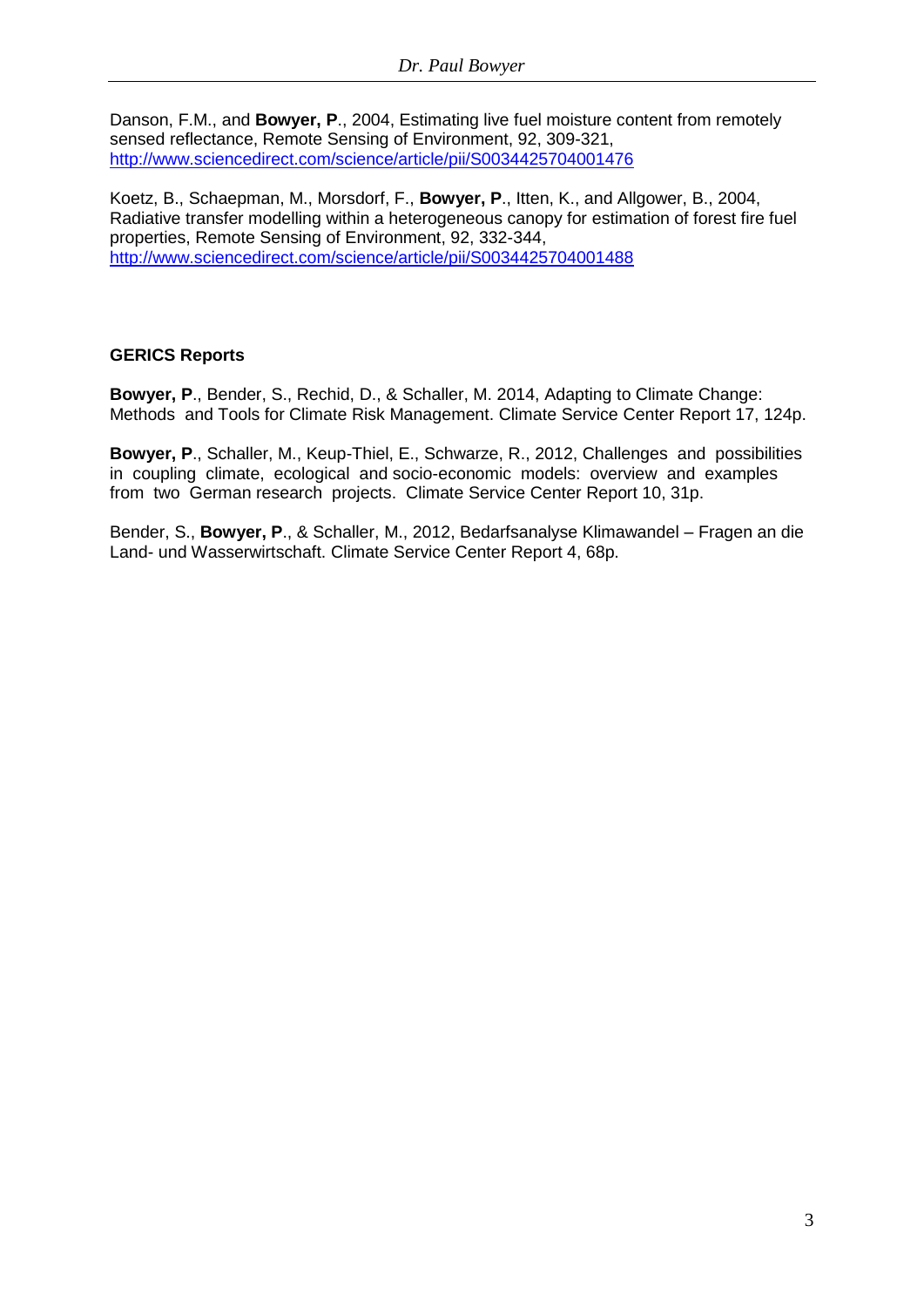Danson, F.M., and **Bowyer, P**., 2004, Estimating live fuel moisture content from remotely sensed reflectance, Remote Sensing of Environment, 92, 309-321, http://www.sciencedirect.com/science/article/pii/S0034425704001476

Koetz, B., Schaepman, M., Morsdorf, F., **Bowyer, P**., Itten, K., and Allgower, B., 2004, Radiative transfer modelling within a heterogeneous canopy for estimation of forest fire fuel properties, Remote Sensing of Environment, 92, 332-344, http://www.sciencedirect.com/science/article/pii/S0034425704001488

**GERICS Reports**

**Bowyer, P**., Bender, S., Rechid, D., & Schaller, M. 2014, Adapting to Climate Change: Methods and Tools for Climate Risk Management. Climate Service Center Report 17, 124p.

**Bowyer, P**., Schaller, M., Keup-Thiel, E., Schwarze, R., 2012, Challenges and possibilities in coupling climate, ecological and socio-economic models: overview and examples from two German research projects. Climate Service Center Report 10, 31p.

Bender, S., **Bowyer, P**., & Schaller, M., 2012, Bedarfsanalyse Klimawandel – Fragen an die Land- und Wasserwirtschaft. Climate Service Center Report 4, 68p.